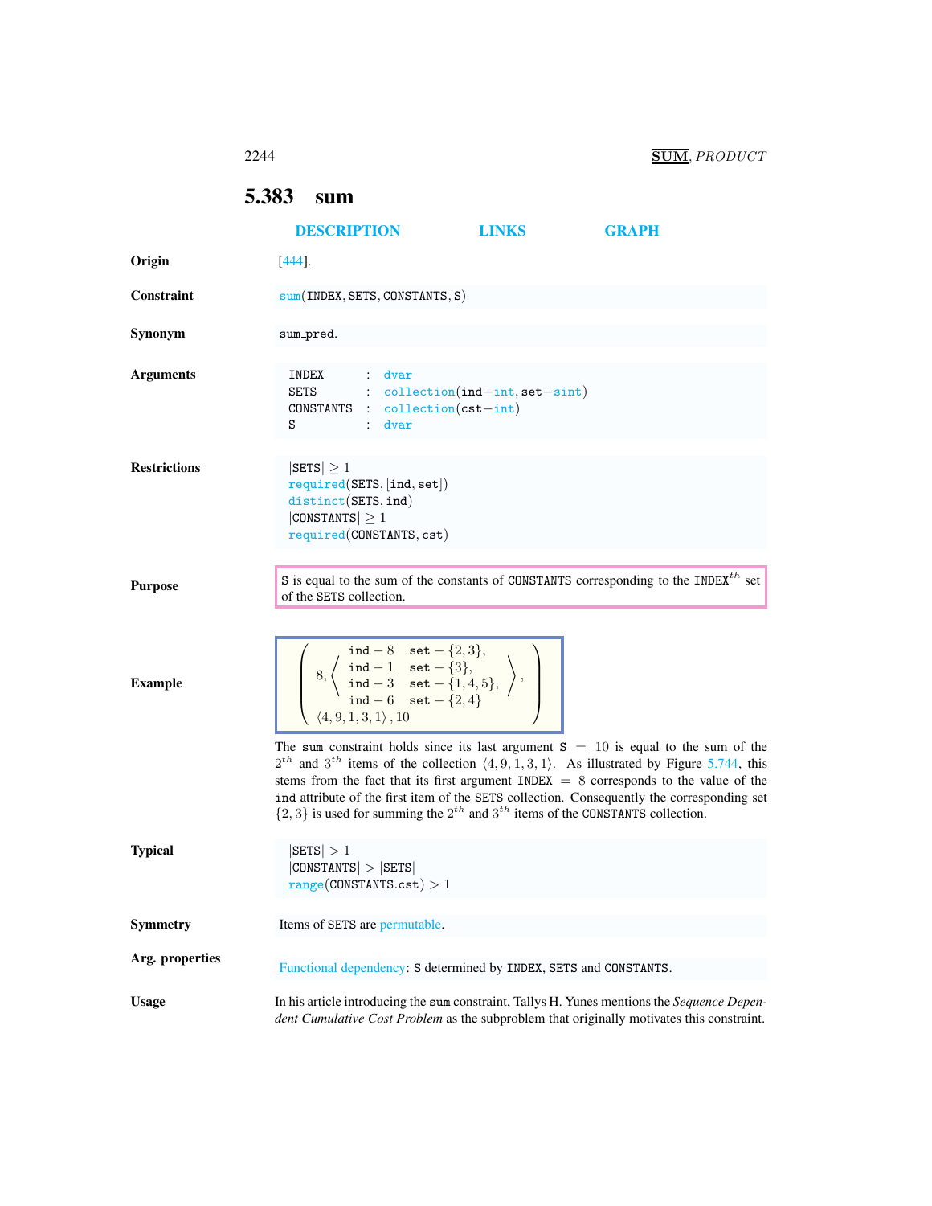## 5.383 sum

DESCRIPTION LINKS GRAPH

**Origin**

[444].

**Constraint**

sum(INDEX, SETS, CONSTANTS, S)

**Synonym**

sum_pred.

**Arguments**

```
INDEX     : dvar
SETS      : collection(ind-int, set-sint)
CONSTANTS : collection(cst-int)
S         : dvar
```

**Restrictions**

$|\texttt{SETS}| \geq 1$
required(SETS, [ind, set])
distinct(SETS, ind)
$|\texttt{CONSTANTS}| \geq 1$
required(CONSTANTS, cst)

**Purpose**

S is equal to the sum of the constants of CONSTANTS corresponding to the $\texttt{INDEX}^{th}$ set of the SETS collection.

**Example**

$$\left(\begin{array}{l} 8, \left\langle \begin{array}{ll} \texttt{ind}-8 & \texttt{set}-\{2,3\}, \\ \texttt{ind}-1 & \texttt{set}-\{3\}, \\ \texttt{ind}-3 & \texttt{set}-\{1,4,5\}, \\ \texttt{ind}-6 & \texttt{set}-\{2,4\} \end{array} \right\rangle, \\ \langle 4,9,1,3,1 \rangle, 10 \end{array}\right)$$

The sum constraint holds since its last argument $\texttt{S} = 10$ is equal to the sum of the $2^{th}$ and $3^{th}$ items of the collection $\langle 4,9,1,3,1\rangle$. As illustrated by Figure 5.744, this stems from the fact that its first argument $\texttt{INDEX} = 8$ corresponds to the value of the ind attribute of the first item of the SETS collection. Consequently the corresponding set $\{2,3\}$ is used for summing the $2^{th}$ and $3^{th}$ items of the CONSTANTS collection.

**Typical**

$|\texttt{SETS}| > 1$
$|\texttt{CONSTANTS}| > |\texttt{SETS}|$
$\texttt{range}(\texttt{CONSTANTS.cst}) > 1$

**Symmetry**

Items of SETS are permutable.

**Arg. properties**

Functional dependency: S determined by INDEX, SETS and CONSTANTS.

**Usage**

In his article introducing the sum constraint, Tallys H. Yunes mentions the *Sequence Dependent Cumulative Cost Problem* as the subproblem that originally motivates this constraint.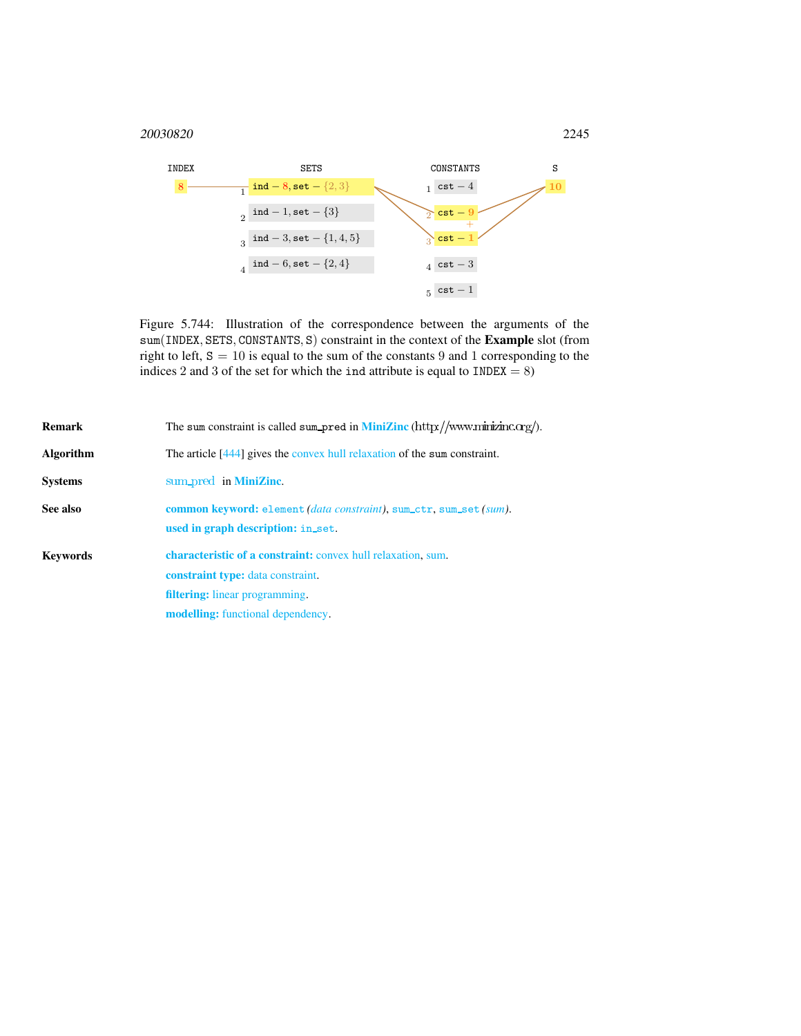INDEX

8

SETS

1 ind − 8, set − {2, 3}

2 ind − 1, set − {3}

3 ind − 3, set − {1, 4, 5}

4 ind − 6, set − {2, 4}

CONSTANTS

1 cst − 4

2 cst − 9

+

3 cst − 1

4 cst − 3

5 cst − 1

S

10

Figure 5.744: Illustration of the correspondence between the arguments of the sum(INDEX, SETS, CONSTANTS, S) constraint in the context of the **Example** slot (from right to left, S = 10 is equal to the sum of the constants 9 and 1 corresponding to the indices 2 and 3 of the set for which the ind attribute is equal to INDEX = 8)

**Remark** The sum constraint is called sum_pred in **MiniZinc** (http://www.minizinc.org/).

**Algorithm** The article [444] gives the convex hull relaxation of the sum constraint.

**Systems** sum_pred in **MiniZinc**.

**See also** **common keyword:** element *(data constraint)*, sum_ctr, sum_set *(sum)*.

**used in graph description:** in_set.

**Keywords** **characteristic of a constraint:** convex hull relaxation, sum.

**constraint type:** data constraint.

**filtering:** linear programming.

**modelling:** functional dependency.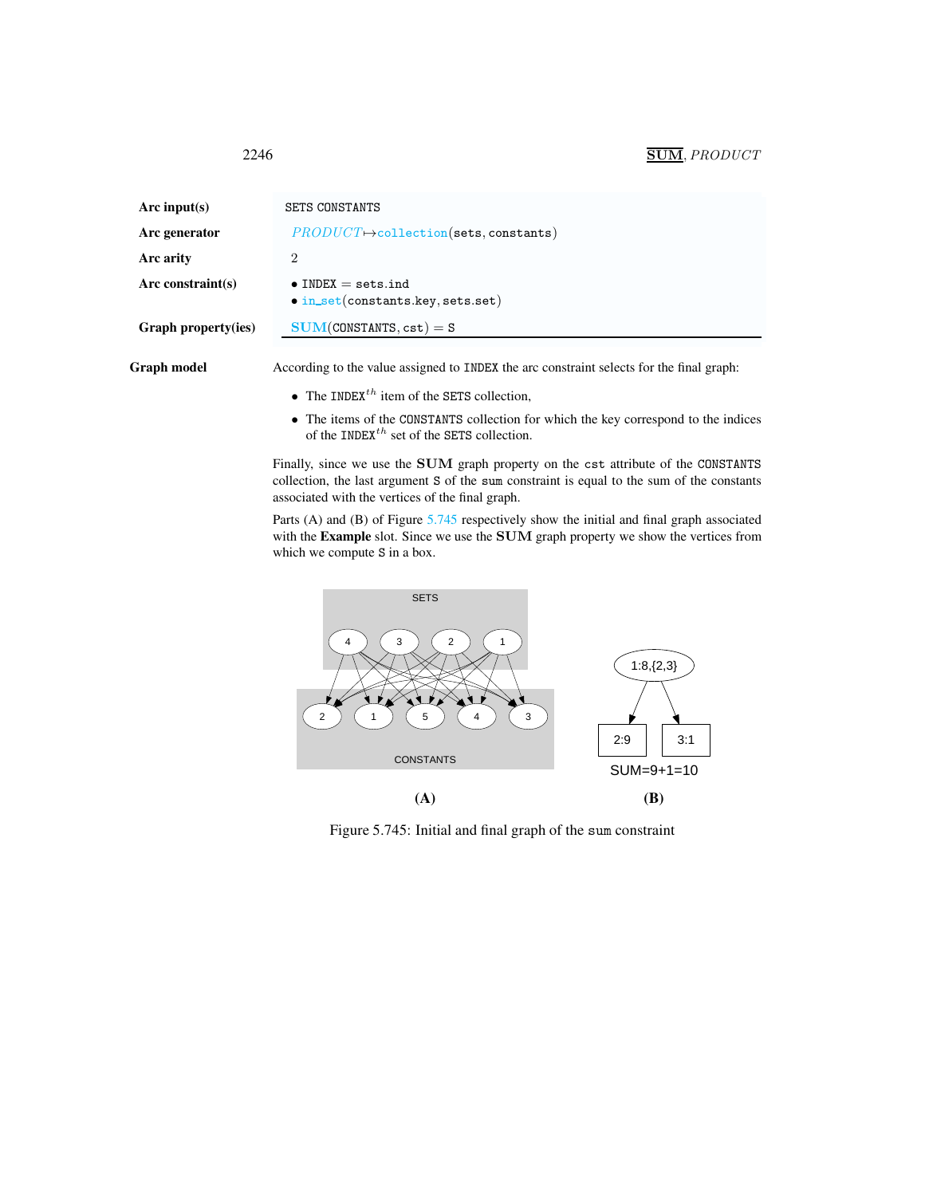| | |
|---|---|
| **Arc input(s)** | SETS CONSTANTS |
| **Arc generator** | *PRODUCT* ↦ collection(sets, constants) |
| **Arc arity** | 2 |
| **Arc constraint(s)** | • INDEX = sets.ind<br>• in_set(constants.key, sets.set) |
| **Graph property(ies)** | **SUM**(CONSTANTS, cst) = S |

**Graph model**

According to the value assigned to INDEX the arc constraint selects for the final graph:

- The INDEX$^{th}$ item of the SETS collection,
- The items of the CONSTANTS collection for which the key correspond to the indices of the INDEX$^{th}$ set of the SETS collection.

Finally, since we use the **SUM** graph property on the cst attribute of the CONSTANTS collection, the last argument S of the sum constraint is equal to the sum of the constants associated with the vertices of the final graph.

Parts (A) and (B) of Figure 5.745 respectively show the initial and final graph associated with the **Example** slot. Since we use the **SUM** graph property we show the vertices from which we compute S in a box.

SETS
4 3 2 1
2 1 5 4 3
CONSTANTS

1:8,{2,3}
2:9 3:1
SUM=9+1=10

**(A)** **(B)**

Figure 5.745: Initial and final graph of the sum constraint